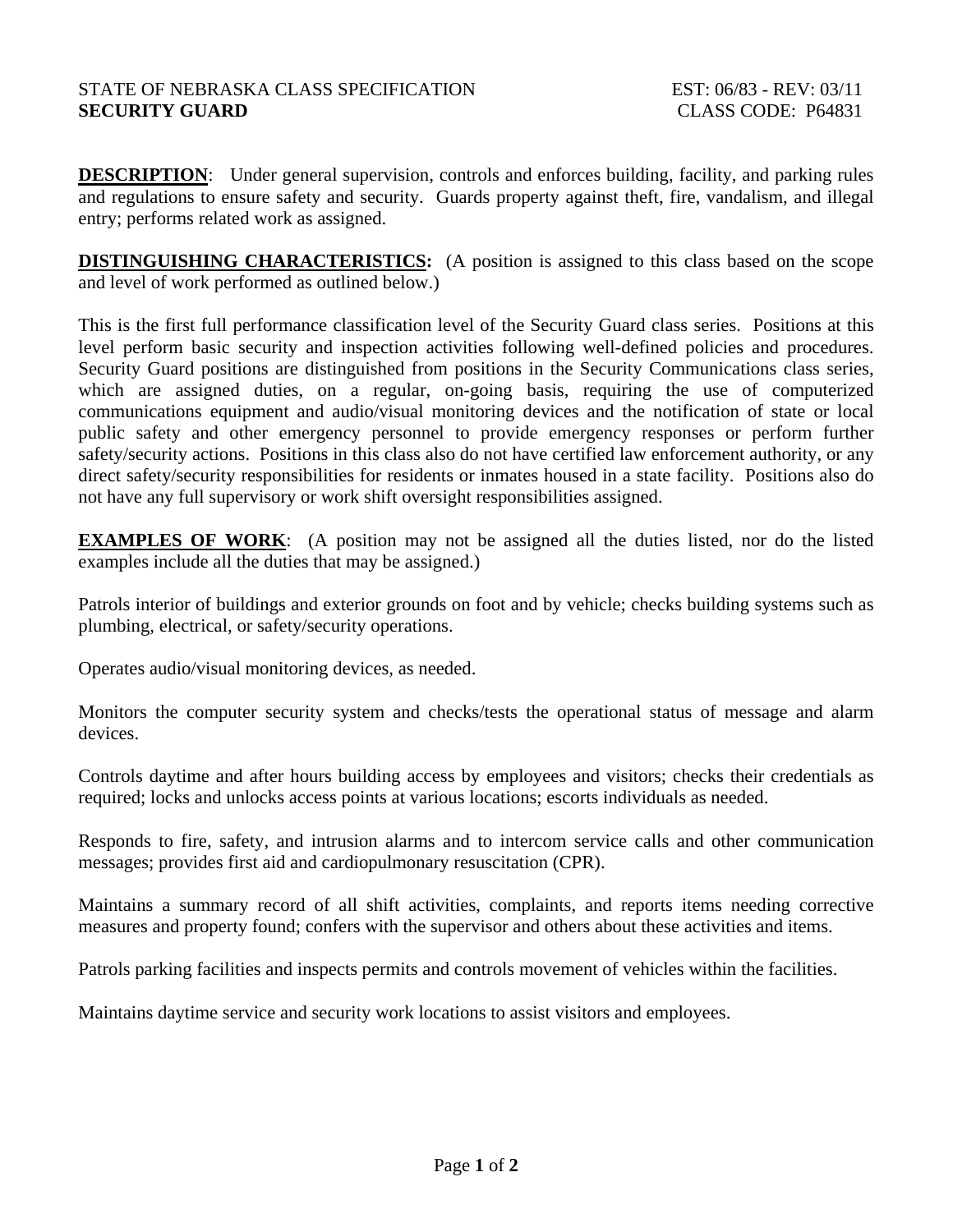STATE OF NEBRASKA CLASS SPECIFICATION EST: 06/83 - REV: 03/11

**SECURITY GUARD** CLASS CODE: P64831

**DESCRIPTION**: Under general supervision, controls and enforces building, facility, and parking rules and regulations to ensure safety and security. Guards property against theft, fire, vandalism, and illegal entry; performs related work as assigned.

**DISTINGUISHING CHARACTERISTICS:** (A position is assigned to this class based on the scope and level of work performed as outlined below.)

This is the first full performance classification level of the Security Guard class series. Positions at this level perform basic security and inspection activities following well-defined policies and procedures. Security Guard positions are distinguished from positions in the Security Communications class series, which are assigned duties, on a regular, on-going basis, requiring the use of computerized communications equipment and audio/visual monitoring devices and the notification of state or local public safety and other emergency personnel to provide emergency responses or perform further safety/security actions. Positions in this class also do not have certified law enforcement authority, or any direct safety/security responsibilities for residents or inmates housed in a state facility. Positions also do not have any full supervisory or work shift oversight responsibilities assigned.

**EXAMPLES OF WORK**: (A position may not be assigned all the duties listed, nor do the listed examples include all the duties that may be assigned.)

Patrols interior of buildings and exterior grounds on foot and by vehicle; checks building systems such as plumbing, electrical, or safety/security operations.

Operates audio/visual monitoring devices, as needed.

Monitors the computer security system and checks/tests the operational status of message and alarm devices.

Controls daytime and after hours building access by employees and visitors; checks their credentials as required; locks and unlocks access points at various locations; escorts individuals as needed.

Responds to fire, safety, and intrusion alarms and to intercom service calls and other communication messages; provides first aid and cardiopulmonary resuscitation (CPR).

Maintains a summary record of all shift activities, complaints, and reports items needing corrective measures and property found; confers with the supervisor and others about these activities and items.

Patrols parking facilities and inspects permits and controls movement of vehicles within the facilities.

Maintains daytime service and security work locations to assist visitors and employees.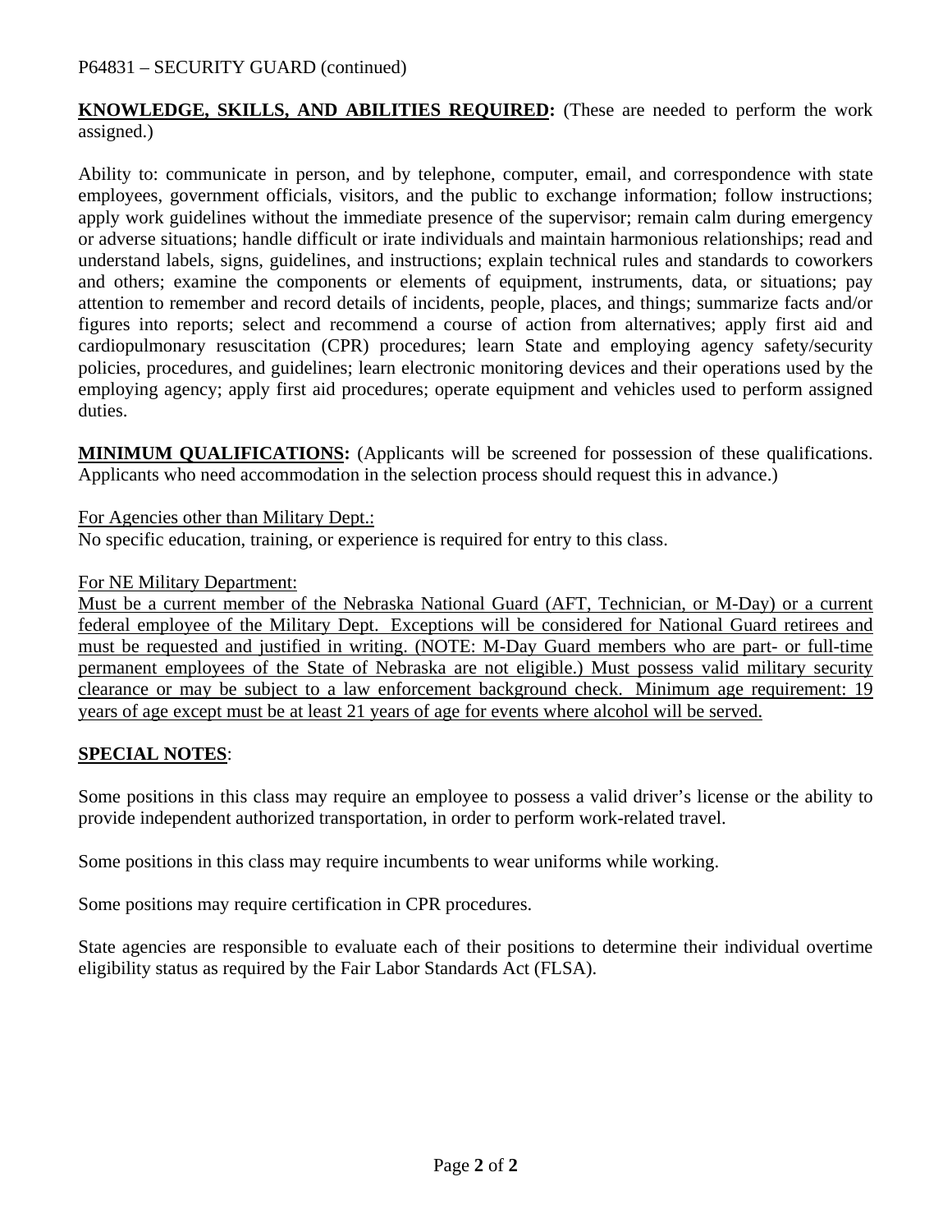P64831 – SECURITY GUARD (continued)

**KNOWLEDGE, SKILLS, AND ABILITIES REQUIRED:** (These are needed to perform the work assigned.)

Ability to: communicate in person, and by telephone, computer, email, and correspondence with state employees, government officials, visitors, and the public to exchange information; follow instructions; apply work guidelines without the immediate presence of the supervisor; remain calm during emergency or adverse situations; handle difficult or irate individuals and maintain harmonious relationships; read and understand labels, signs, guidelines, and instructions; explain technical rules and standards to coworkers and others; examine the components or elements of equipment, instruments, data, or situations; pay attention to remember and record details of incidents, people, places, and things; summarize facts and/or figures into reports; select and recommend a course of action from alternatives; apply first aid and cardiopulmonary resuscitation (CPR) procedures; learn State and employing agency safety/security policies, procedures, and guidelines; learn electronic monitoring devices and their operations used by the employing agency; apply first aid procedures; operate equipment and vehicles used to perform assigned duties.

**MINIMUM QUALIFICATIONS:** (Applicants will be screened for possession of these qualifications. Applicants who need accommodation in the selection process should request this in advance.)

<u>For Agencies other than Military Dept.:</u>
No specific education, training, or experience is required for entry to this class.

<u>For NE Military Department:</u>
<u>Must be a current member of the Nebraska National Guard (AFT, Technician, or M-Day) or a current federal employee of the Military Dept. Exceptions will be considered for National Guard retirees and must be requested and justified in writing. (NOTE: M-Day Guard members who are part- or full-time permanent employees of the State of Nebraska are not eligible.) Must possess valid military security clearance or may be subject to a law enforcement background check. Minimum age requirement: 19 years of age except must be at least 21 years of age for events where alcohol will be served.</u>

**SPECIAL NOTES**:

Some positions in this class may require an employee to possess a valid driver's license or the ability to provide independent authorized transportation, in order to perform work-related travel.

Some positions in this class may require incumbents to wear uniforms while working.

Some positions may require certification in CPR procedures.

State agencies are responsible to evaluate each of their positions to determine their individual overtime eligibility status as required by the Fair Labor Standards Act (FLSA).